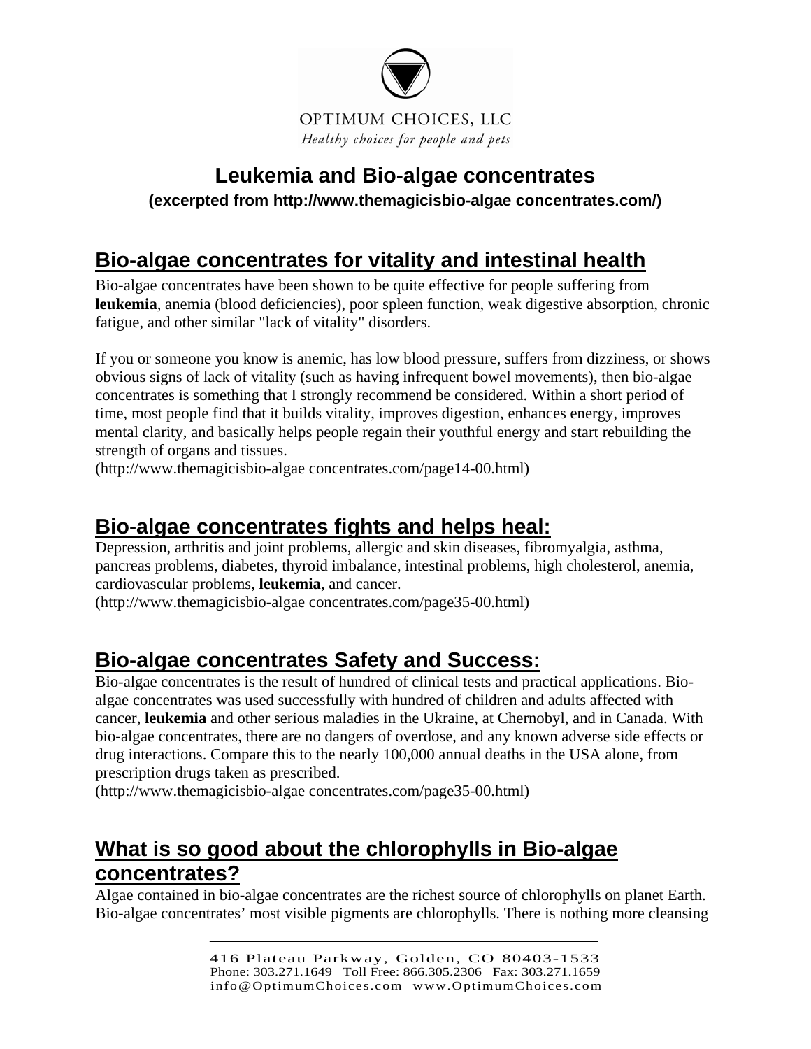OPTIMUM CHOICES, LLC

*Healthy choices for people and pets*

# Leukemia and Bio-algae concentrates

**(excerpted from http://www.themagicisbio-algae concentrates.com/)**

## Bio-algae concentrates for vitality and intestinal health

Bio-algae concentrates have been shown to be quite effective for people suffering from **leukemia**, anemia (blood deficiencies), poor spleen function, weak digestive absorption, chronic fatigue, and other similar "lack of vitality" disorders.

If you or someone you know is anemic, has low blood pressure, suffers from dizziness, or shows obvious signs of lack of vitality (such as having infrequent bowel movements), then bio-algae concentrates is something that I strongly recommend be considered. Within a short period of time, most people find that it builds vitality, improves digestion, enhances energy, improves mental clarity, and basically helps people regain their youthful energy and start rebuilding the strength of organs and tissues.
(http://www.themagicisbio-algae concentrates.com/page14-00.html)

## Bio-algae concentrates fights and helps heal:

Depression, arthritis and joint problems, allergic and skin diseases, fibromyalgia, asthma, pancreas problems, diabetes, thyroid imbalance, intestinal problems, high cholesterol, anemia, cardiovascular problems, **leukemia**, and cancer.
(http://www.themagicisbio-algae concentrates.com/page35-00.html)

## Bio-algae concentrates Safety and Success:

Bio-algae concentrates is the result of hundred of clinical tests and practical applications. Bio-algae concentrates was used successfully with hundred of children and adults affected with cancer, **leukemia** and other serious maladies in the Ukraine, at Chernobyl, and in Canada. With bio-algae concentrates, there are no dangers of overdose, and any known adverse side effects or drug interactions. Compare this to the nearly 100,000 annual deaths in the USA alone, from prescription drugs taken as prescribed.
(http://www.themagicisbio-algae concentrates.com/page35-00.html)

## What is so good about the chlorophylls in Bio-algae concentrates?

Algae contained in bio-algae concentrates are the richest source of chlorophylls on planet Earth. Bio-algae concentrates' most visible pigments are chlorophylls. There is nothing more cleansing

416 Plateau Parkway, Golden, CO 80403-1533
Phone: 303.271.1649 Toll Free: 866.305.2306 Fax: 303.271.1659
info@OptimumChoices.com www.OptimumChoices.com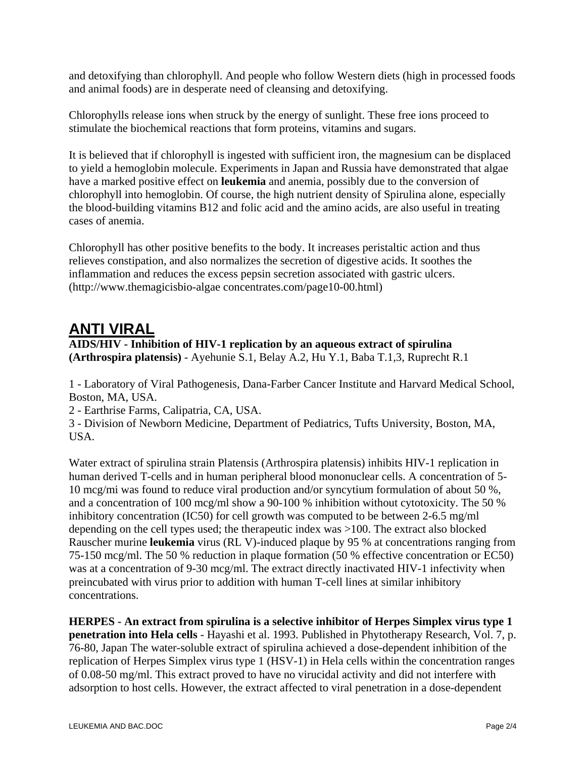and detoxifying than chlorophyll. And people who follow Western diets (high in processed foods and animal foods) are in desperate need of cleansing and detoxifying.

Chlorophylls release ions when struck by the energy of sunlight. These free ions proceed to stimulate the biochemical reactions that form proteins, vitamins and sugars.

It is believed that if chlorophyll is ingested with sufficient iron, the magnesium can be displaced to yield a hemoglobin molecule. Experiments in Japan and Russia have demonstrated that algae have a marked positive effect on **leukemia** and anemia, possibly due to the conversion of chlorophyll into hemoglobin. Of course, the high nutrient density of Spirulina alone, especially the blood-building vitamins B12 and folic acid and the amino acids, are also useful in treating cases of anemia.

Chlorophyll has other positive benefits to the body. It increases peristaltic action and thus relieves constipation, and also normalizes the secretion of digestive acids. It soothes the inflammation and reduces the excess pepsin secretion associated with gastric ulcers. (http://www.themagicisbio-algae concentrates.com/page10-00.html)

## ANTI VIRAL

**AIDS/HIV - Inhibition of HIV-1 replication by an aqueous extract of spirulina (Arthrospira platensis)** - Ayehunie S.1, Belay A.2, Hu Y.1, Baba T.1,3, Ruprecht R.1

1 - Laboratory of Viral Pathogenesis, Dana-Farber Cancer Institute and Harvard Medical School, Boston, MA, USA.
2 - Earthrise Farms, Calipatria, CA, USA.
3 - Division of Newborn Medicine, Department of Pediatrics, Tufts University, Boston, MA, USA.

Water extract of spirulina strain Platensis (Arthrospira platensis) inhibits HIV-1 replication in human derived T-cells and in human peripheral blood mononuclear cells. A concentration of 5-10 mcg/mi was found to reduce viral production and/or syncytium formulation of about 50 %, and a concentration of 100 mcg/ml show a 90-100 % inhibition without cytotoxicity. The 50 % inhibitory concentration (IC50) for cell growth was computed to be between 2-6.5 mg/ml depending on the cell types used; the therapeutic index was >100. The extract also blocked Rauscher murine **leukemia** virus (RL V)-induced plaque by 95 % at concentrations ranging from 75-150 mcg/ml. The 50 % reduction in plaque formation (50 % effective concentration or EC50) was at a concentration of 9-30 mcg/ml. The extract directly inactivated HIV-1 infectivity when preincubated with virus prior to addition with human T-cell lines at similar inhibitory concentrations.

**HERPES - An extract from spirulina is a selective inhibitor of Herpes Simplex virus type 1 penetration into Hela cells** - Hayashi et al. 1993. Published in Phytotherapy Research, Vol. 7, p. 76-80, Japan The water-soluble extract of spirulina achieved a dose-dependent inhibition of the replication of Herpes Simplex virus type 1 (HSV-1) in Hela cells within the concentration ranges of 0.08-50 mg/ml. This extract proved to have no virucidal activity and did not interfere with adsorption to host cells. However, the extract affected to viral penetration in a dose-dependent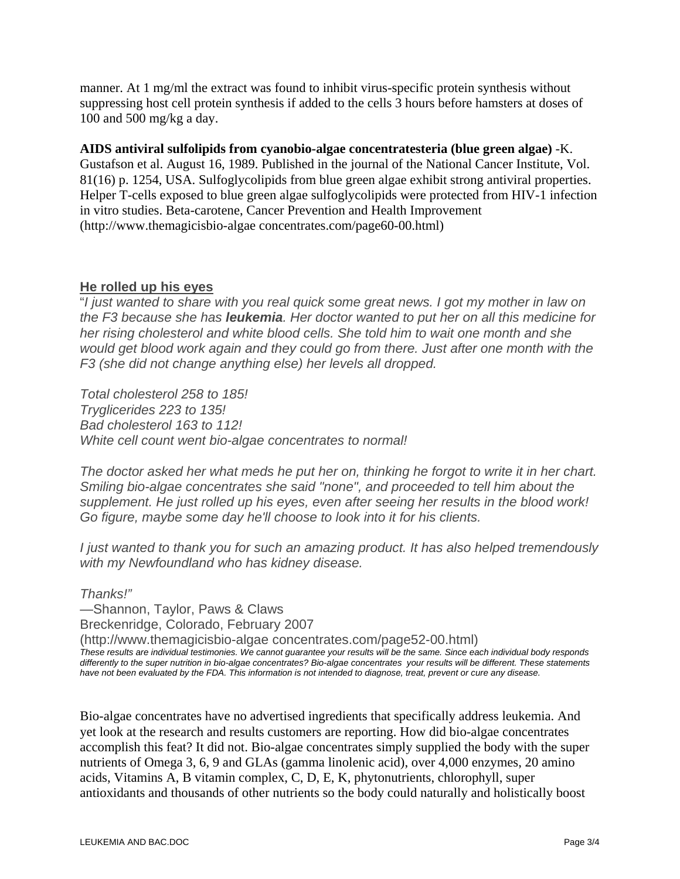manner. At 1 mg/ml the extract was found to inhibit virus-specific protein synthesis without suppressing host cell protein synthesis if added to the cells 3 hours before hamsters at doses of 100 and 500 mg/kg a day.

**AIDS antiviral sulfolipids from cyanobio-algae concentratesteria (blue green algae)** -K. Gustafson et al. August 16, 1989. Published in the journal of the National Cancer Institute, Vol. 81(16) p. 1254, USA. Sulfoglycolipids from blue green algae exhibit strong antiviral properties. Helper T-cells exposed to blue green algae sulfoglycolipids were protected from HIV-1 infection in vitro studies. Beta-carotene, Cancer Prevention and Health Improvement (http://www.themagicisbio-algae concentrates.com/page60-00.html)

## He rolled up his eyes

"*I just wanted to share with you real quick some great news. I got my mother in law on the F3 because she has **leukemia**. Her doctor wanted to put her on all this medicine for her rising cholesterol and white blood cells. She told him to wait one month and she would get blood work again and they could go from there. Just after one month with the F3 (she did not change anything else) her levels all dropped.*

*Total cholesterol 258 to 185!*
*Tryglicerides 223 to 135!*
*Bad cholesterol 163 to 112!*
*White cell count went bio-algae concentrates to normal!*

*The doctor asked her what meds he put her on, thinking he forgot to write it in her chart. Smiling bio-algae concentrates she said "none", and proceeded to tell him about the supplement. He just rolled up his eyes, even after seeing her results in the blood work! Go figure, maybe some day he'll choose to look into it for his clients.*

*I just wanted to thank you for such an amazing product. It has also helped tremendously with my Newfoundland who has kidney disease.*

*Thanks!"*
—Shannon, Taylor, Paws & Claws
Breckenridge, Colorado, February 2007
(http://www.themagicisbio-algae concentrates.com/page52-00.html)

*These results are individual testimonies. We cannot guarantee your results will be the same. Since each individual body responds differently to the super nutrition in bio-algae concentrates? Bio-algae concentrates your results will be different. These statements have not been evaluated by the FDA. This information is not intended to diagnose, treat, prevent or cure any disease.*

Bio-algae concentrates have no advertised ingredients that specifically address leukemia. And yet look at the research and results customers are reporting. How did bio-algae concentrates accomplish this feat? It did not. Bio-algae concentrates simply supplied the body with the super nutrients of Omega 3, 6, 9 and GLAs (gamma linolenic acid), over 4,000 enzymes, 20 amino acids, Vitamins A, B vitamin complex, C, D, E, K, phytonutrients, chlorophyll, super antioxidants and thousands of other nutrients so the body could naturally and holistically boost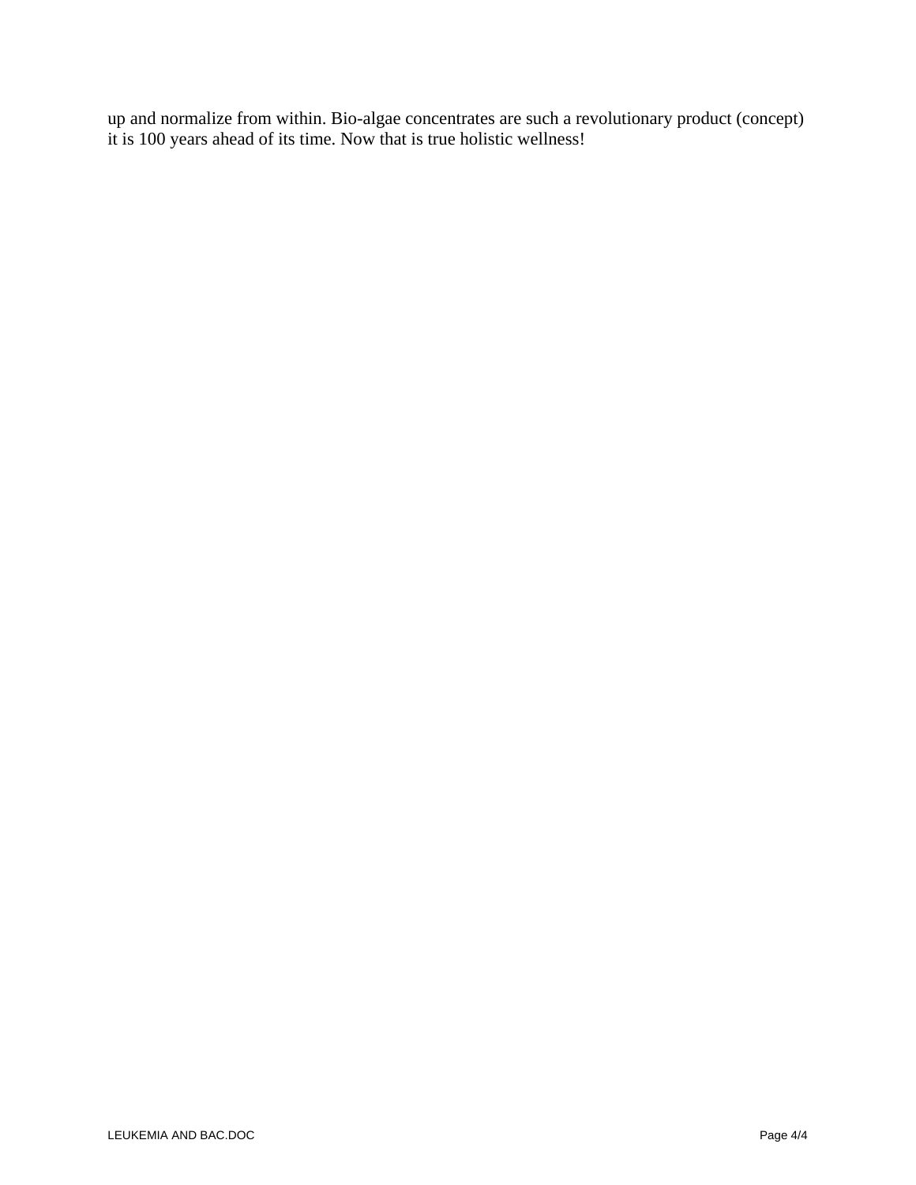up and normalize from within. Bio-algae concentrates are such a revolutionary product (concept) it is 100 years ahead of its time. Now that is true holistic wellness!